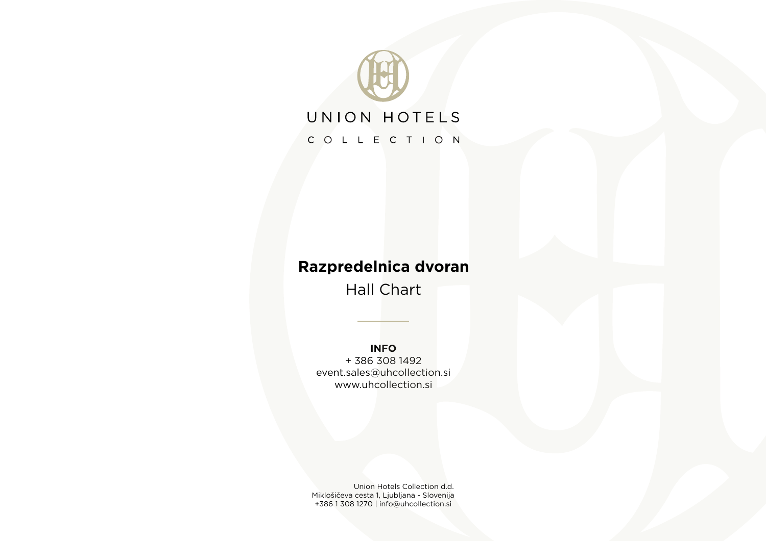UNION HOTELS

COLLECTION

# Razpredelnica dvoran

Hall Chart

**INFO**

+ 386 308 1492
event.sales@uhcollection.si
www.uhcollection.si

Union Hotels Collection d.d.
Miklošičeva cesta 1, Ljubljana - Slovenija
+386 1 308 1270 | info@uhcollection.si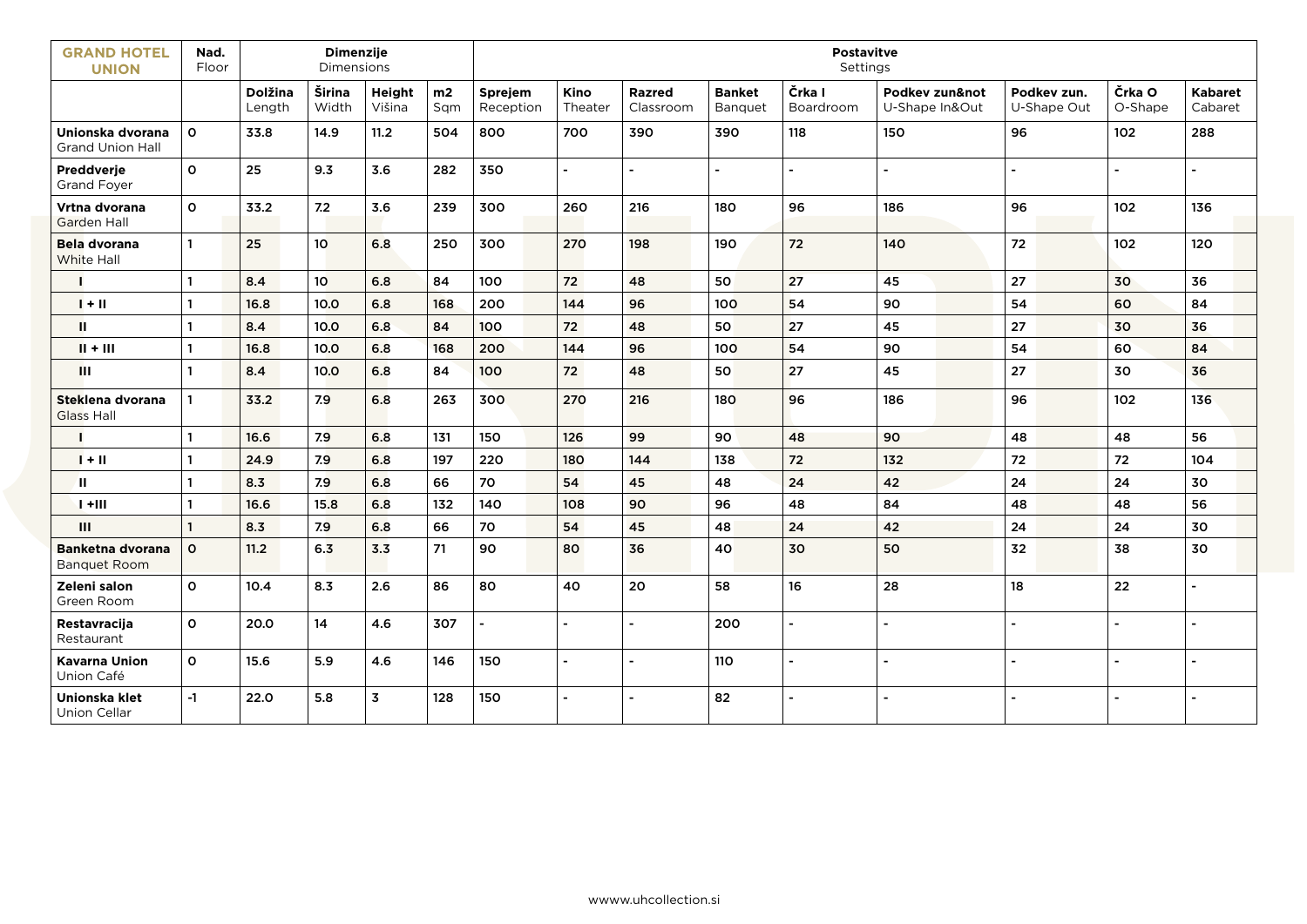| **GRAND HOTEL UNION** | **Nad.** Floor | **Dimenzije** Dimensions | | | | **Postavitve** Settings | | | | | | | | |
|---|---|---|---|---|---|---|---|---|---|---|---|---|---|---|
| | | **Dolžina** Length | **Širina** Width | **Height** Višina | **m2** Sqm | **Sprejem** Reception | **Kino** Theater | **Razred** Classroom | **Banket** Banquet | **Črka I** Boardroom | **Podkev zun&not** U-Shape In&Out | **Podkev zun.** U-Shape Out | **Črka O** O-Shape | **Kabaret** Cabaret |
| **Unionska dvorana** Grand Union Hall | 0 | 33.8 | 14.9 | 11.2 | 504 | 800 | 700 | 390 | 390 | 118 | 150 | 96 | 102 | 288 |
| **Preddverje** Grand Foyer | 0 | 25 | 9.3 | 3.6 | 282 | 350 | - | - | - | - | - | - | - | - |
| **Vrtna dvorana** Garden Hall | 0 | 33.2 | 7.2 | 3.6 | 239 | 300 | 260 | 216 | 180 | 96 | 186 | 96 | 102 | 136 |
| **Bela dvorana** White Hall | 1 | 25 | 10 | 6.8 | 250 | 300 | 270 | 198 | 190 | 72 | 140 | 72 | 102 | 120 |
| I | 1 | 8.4 | 10 | 6.8 | 84 | 100 | 72 | 48 | 50 | 27 | 45 | 27 | 30 | 36 |
| I + II | 1 | 16.8 | 10.0 | 6.8 | 168 | 200 | 144 | 96 | 100 | 54 | 90 | 54 | 60 | 84 |
| II | 1 | 8.4 | 10.0 | 6.8 | 84 | 100 | 72 | 48 | 50 | 27 | 45 | 27 | 30 | 36 |
| II + III | 1 | 16.8 | 10.0 | 6.8 | 168 | 200 | 144 | 96 | 100 | 54 | 90 | 54 | 60 | 84 |
| III | 1 | 8.4 | 10.0 | 6.8 | 84 | 100 | 72 | 48 | 50 | 27 | 45 | 27 | 30 | 36 |
| **Steklena dvorana** Glass Hall | 1 | 33.2 | 7.9 | 6.8 | 263 | 300 | 270 | 216 | 180 | 96 | 186 | 96 | 102 | 136 |
| I | 1 | 16.6 | 7.9 | 6.8 | 131 | 150 | 126 | 99 | 90 | 48 | 90 | 48 | 48 | 56 |
| I + II | 1 | 24.9 | 7.9 | 6.8 | 197 | 220 | 180 | 144 | 138 | 72 | 132 | 72 | 72 | 104 |
| II | 1 | 8.3 | 7.9 | 6.8 | 66 | 70 | 54 | 45 | 48 | 24 | 42 | 24 | 24 | 30 |
| I +III | 1 | 16.6 | 15.8 | 6.8 | 132 | 140 | 108 | 90 | 96 | 48 | 84 | 48 | 48 | 56 |
| III | 1 | 8.3 | 7.9 | 6.8 | 66 | 70 | 54 | 45 | 48 | 24 | 42 | 24 | 24 | 30 |
| **Banketna dvorana** Banquet Room | 0 | 11.2 | 6.3 | 3.3 | 71 | 90 | 80 | 36 | 40 | 30 | 50 | 32 | 38 | 30 |
| **Zeleni salon** Green Room | 0 | 10.4 | 8.3 | 2.6 | 86 | 80 | 40 | 20 | 58 | 16 | 28 | 18 | 22 | - |
| **Restavracija** Restaurant | 0 | 20.0 | 14 | 4.6 | 307 | - | - | - | 200 | - | - | - | - | - |
| **Kavarna Union** Union Café | 0 | 15.6 | 5.9 | 4.6 | 146 | 150 | - | - | 110 | - | - | - | - | - |
| **Unionska klet** Union Cellar | -1 | 22.0 | 5.8 | 3 | 128 | 150 | - | - | 82 | - | - | - | - | - |

wwww.uhcollection.si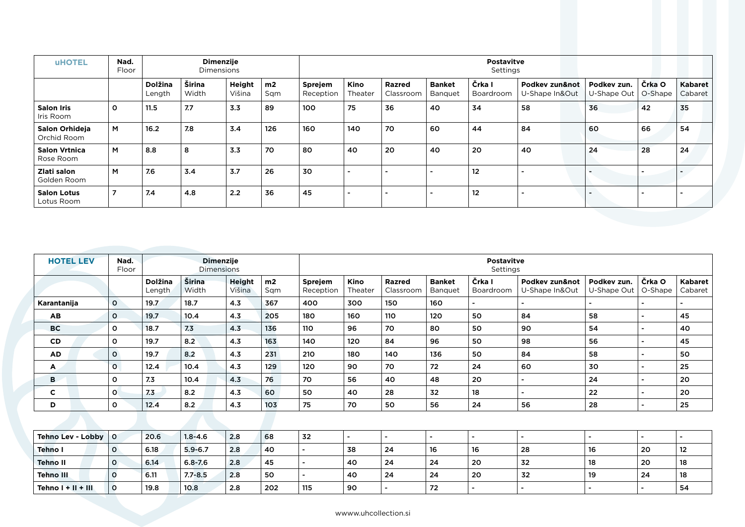| uHOTEL | Nad. Floor | Dimenzije Dimensions | | | | Postavitve Settings | | | | | | | | |
|---|---|---|---|---|---|---|---|---|---|---|---|---|---|---|
| | | Dolžina Length | Širina Width | Height Višina | m2 Sqm | Sprejem Reception | Kino Theater | Razred Classroom | Banket Banquet | Črka I Boardroom | Podkev zun&not U-Shape In&Out | Podkev zun. U-Shape Out | Črka O O-Shape | Kabaret Cabaret |
| **Salon Iris** Iris Room | O | 11.5 | 7.7 | 3.3 | 89 | 100 | 75 | 36 | 40 | 34 | 58 | 36 | 42 | 35 |
| **Salon Orhideja** Orchid Room | M | 16.2 | 7.8 | 3.4 | 126 | 160 | 140 | 70 | 60 | 44 | 84 | 60 | 66 | 54 |
| **Salon Vrtnica** Rose Room | M | 8.8 | 8 | 3.3 | 70 | 80 | 40 | 20 | 40 | 20 | 40 | 24 | 28 | 24 |
| **Zlati salon** Golden Room | M | 7.6 | 3.4 | 3.7 | 26 | 30 | - | - | - | 12 | - | - | - | - |
| **Salon Lotus** Lotus Room | 7 | 7.4 | 4.8 | 2.2 | 36 | 45 | - | - | - | 12 | - | - | - | - |

| HOTEL LEV | Nad. Floor | Dimenzije Dimensions | | | | Postavitve Settings | | | | | | | | |
|---|---|---|---|---|---|---|---|---|---|---|---|---|---|---|
| | | Dolžina Length | Širina Width | Height Višina | m2 Sqm | Sprejem Reception | Kino Theater | Razred Classroom | Banket Banquet | Črka I Boardroom | Podkev zun&not U-Shape In&Out | Podkev zun. U-Shape Out | Črka O O-Shape | Kabaret Cabaret |
| **Karantanija** | O | 19.7 | 18.7 | 4.3 | 367 | 400 | 300 | 150 | 160 | - | - | - | - | - |
| **AB** | O | 19.7 | 10.4 | 4.3 | 205 | 180 | 160 | 110 | 120 | 50 | 84 | 58 | - | 45 |
| **BC** | O | 18.7 | 7.3 | 4.3 | 136 | 110 | 96 | 70 | 80 | 50 | 90 | 54 | - | 40 |
| **CD** | O | 19.7 | 8.2 | 4.3 | 163 | 140 | 120 | 84 | 96 | 50 | 98 | 56 | - | 45 |
| **AD** | O | 19.7 | 8.2 | 4.3 | 231 | 210 | 180 | 140 | 136 | 50 | 84 | 58 | - | 50 |
| **A** | O | 12.4 | 10.4 | 4.3 | 129 | 120 | 90 | 70 | 72 | 24 | 60 | 30 | - | 25 |
| **B** | O | 7.3 | 10.4 | 4.3 | 76 | 70 | 56 | 40 | 48 | 20 | - | 24 | - | 20 |
| **C** | O | 7.3 | 8.2 | 4.3 | 60 | 50 | 40 | 28 | 32 | 18 | - | 22 | - | 20 |
| **D** | O | 12.4 | 8.2 | 4.3 | 103 | 75 | 70 | 50 | 56 | 24 | 56 | 28 | - | 25 |
| **Tehno Lev - Lobby** | O | 20.6 | 1.8-4.6 | 2.8 | 68 | 32 | - | - | - | - | - | - | - | - |
| **Tehno I** | O | 6.18 | 5.9-6.7 | 2.8 | 40 | - | 38 | 24 | 16 | 16 | 28 | 16 | 20 | 12 |
| **Tehno II** | O | 6.14 | 6.8-7.6 | 2.8 | 45 | - | 40 | 24 | 24 | 20 | 32 | 18 | 20 | 18 |
| **Tehno III** | O | 6.11 | 7.7-8.5 | 2.8 | 50 | - | 40 | 24 | 24 | 20 | 32 | 19 | 24 | 18 |
| **Tehno I + II + III** | O | 19.8 | 10.8 | 2.8 | 202 | 115 | 90 | - | 72 | - | - | - | - | 54 |

wwww.uhcollection.si